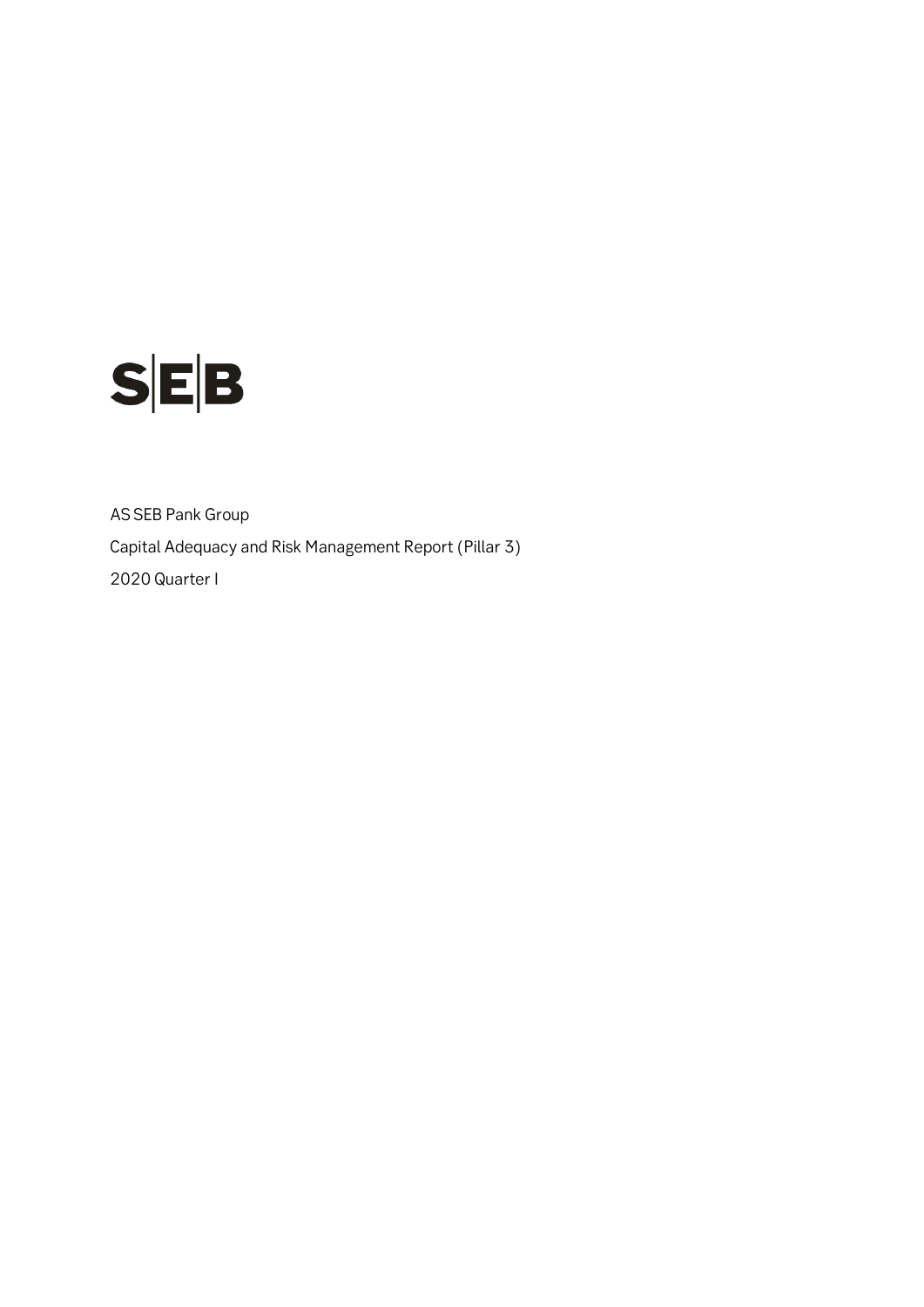SEB

AS SEB Pank Group

Capital Adequacy and Risk Management Report (Pillar 3)

2020 Quarter I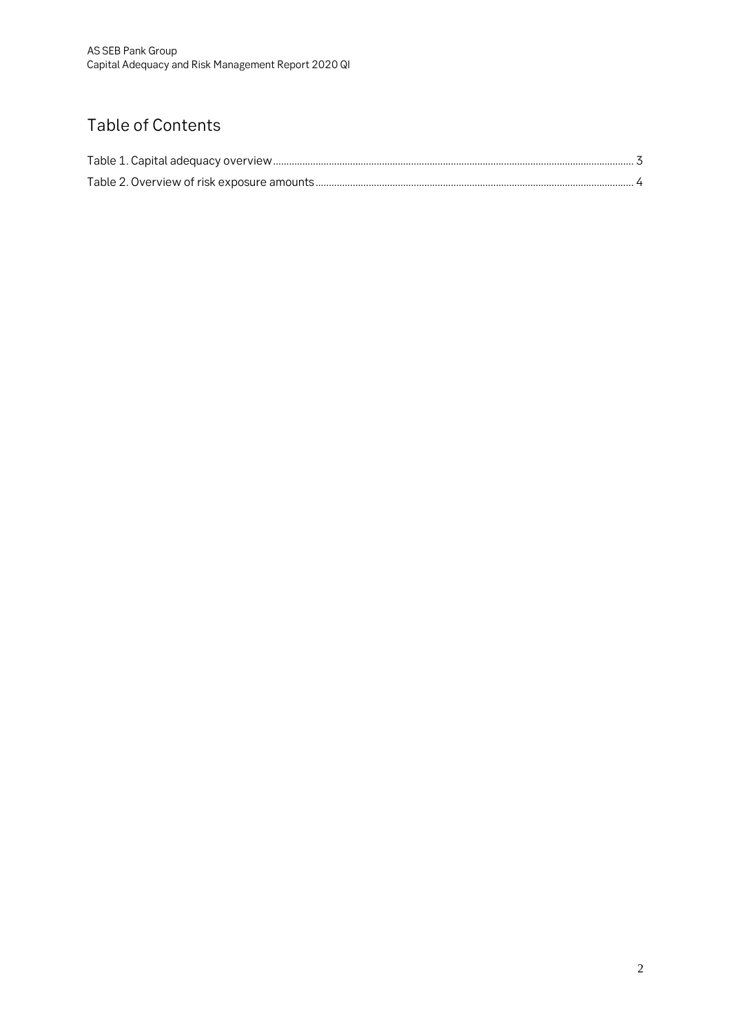# Table of Contents

Table 1. Capital adequacy overview ..... 3

Table 2. Overview of risk exposure amounts ..... 4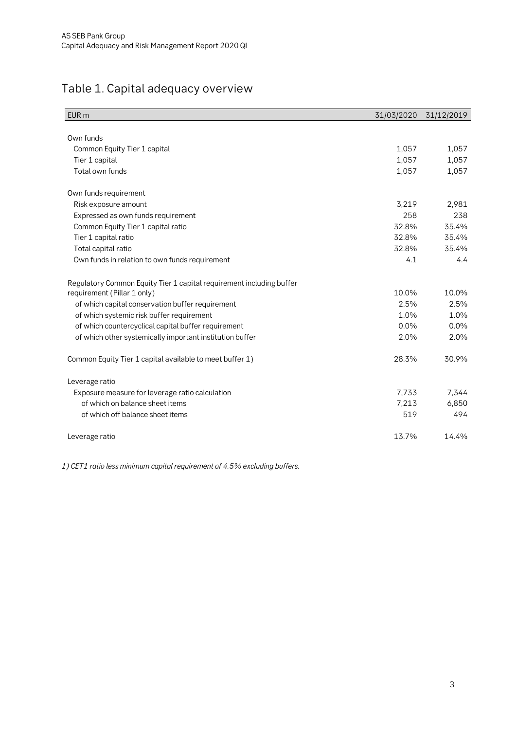# Table 1. Capital adequacy overview

| EUR m | 31/03/2020 | 31/12/2019 |
|---|---|---|
| Own funds | | |
| Common Equity Tier 1 capital | 1,057 | 1,057 |
| Tier 1 capital | 1,057 | 1,057 |
| Total own funds | 1,057 | 1,057 |
| Own funds requirement | | |
| Risk exposure amount | 3,219 | 2,981 |
| Expressed as own funds requirement | 258 | 238 |
| Common Equity Tier 1 capital ratio | 32.8% | 35.4% |
| Tier 1 capital ratio | 32.8% | 35.4% |
| Total capital ratio | 32.8% | 35.4% |
| Own funds in relation to own funds requirement | 4.1 | 4.4 |
| Regulatory Common Equity Tier 1 capital requirement including buffer requirement (Pillar 1 only) | 10.0% | 10.0% |
| of which capital conservation buffer requirement | 2.5% | 2.5% |
| of which systemic risk buffer requirement | 1.0% | 1.0% |
| of which countercyclical capital buffer requirement | 0.0% | 0.0% |
| of which other systemically important institution buffer | 2.0% | 2.0% |
| Common Equity Tier 1 capital available to meet buffer 1) | 28.3% | 30.9% |
| Leverage ratio | | |
| Exposure measure for leverage ratio calculation | 7,733 | 7,344 |
| of which on balance sheet items | 7,213 | 6,850 |
| of which off balance sheet items | 519 | 494 |
| Leverage ratio | 13.7% | 14.4% |

*1) CET1 ratio less minimum capital requirement of 4.5% excluding buffers.*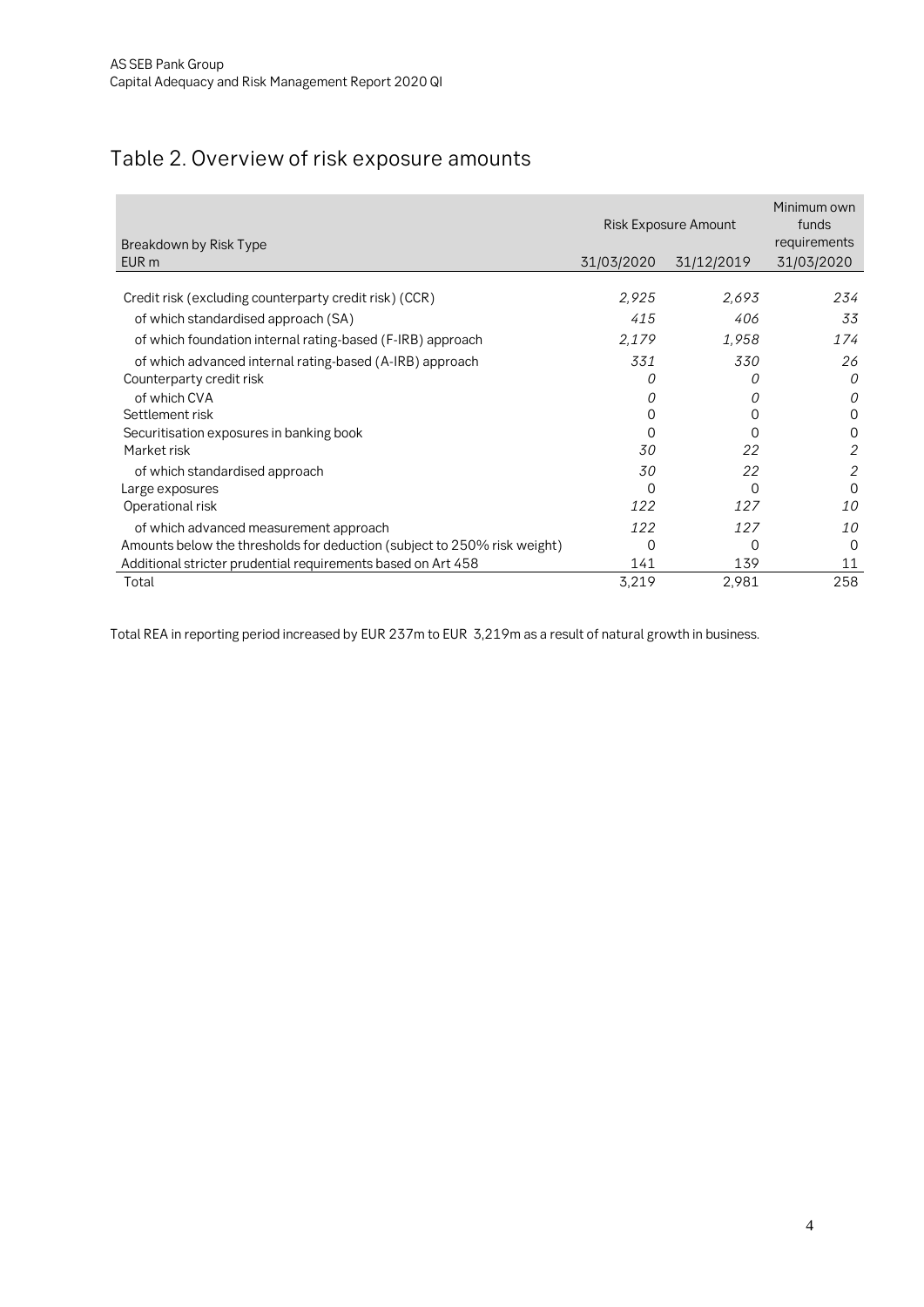## Table 2. Overview of risk exposure amounts

| Breakdown by Risk Type<br>EUR m | Risk Exposure Amount<br>31/03/2020 | <br>31/12/2019 | Minimum own funds requirements<br>31/03/2020 |
|---|---|---|---|
| Credit risk (excluding counterparty credit risk) (CCR) | *2,925* | *2,693* | *234* |
| of which standardised approach (SA) | *415* | *406* | *33* |
| of which foundation internal rating-based (F-IRB) approach | *2,179* | *1,958* | *174* |
| of which advanced internal rating-based (A-IRB) approach | *331* | *330* | *26* |
| Counterparty credit risk | *0* | *0* | *0* |
| of which CVA | *0* | *0* | *0* |
| Settlement risk | 0 | 0 | 0 |
| Securitisation exposures in banking book | 0 | 0 | 0 |
| Market risk | *30* | *22* | *2* |
| of which standardised approach | *30* | *22* | *2* |
| Large exposures | 0 | 0 | 0 |
| Operational risk | *122* | *127* | *10* |
| of which advanced measurement approach | *122* | *127* | *10* |
| Amounts below the thresholds for deduction (subject to 250% risk weight) | 0 | 0 | 0 |
| Additional stricter prudential requirements based on Art 458 | 141 | 139 | 11 |
| Total | 3,219 | 2,981 | 258 |

Total REA in reporting period increased by EUR 237m to EUR 3,219m as a result of natural growth in business.